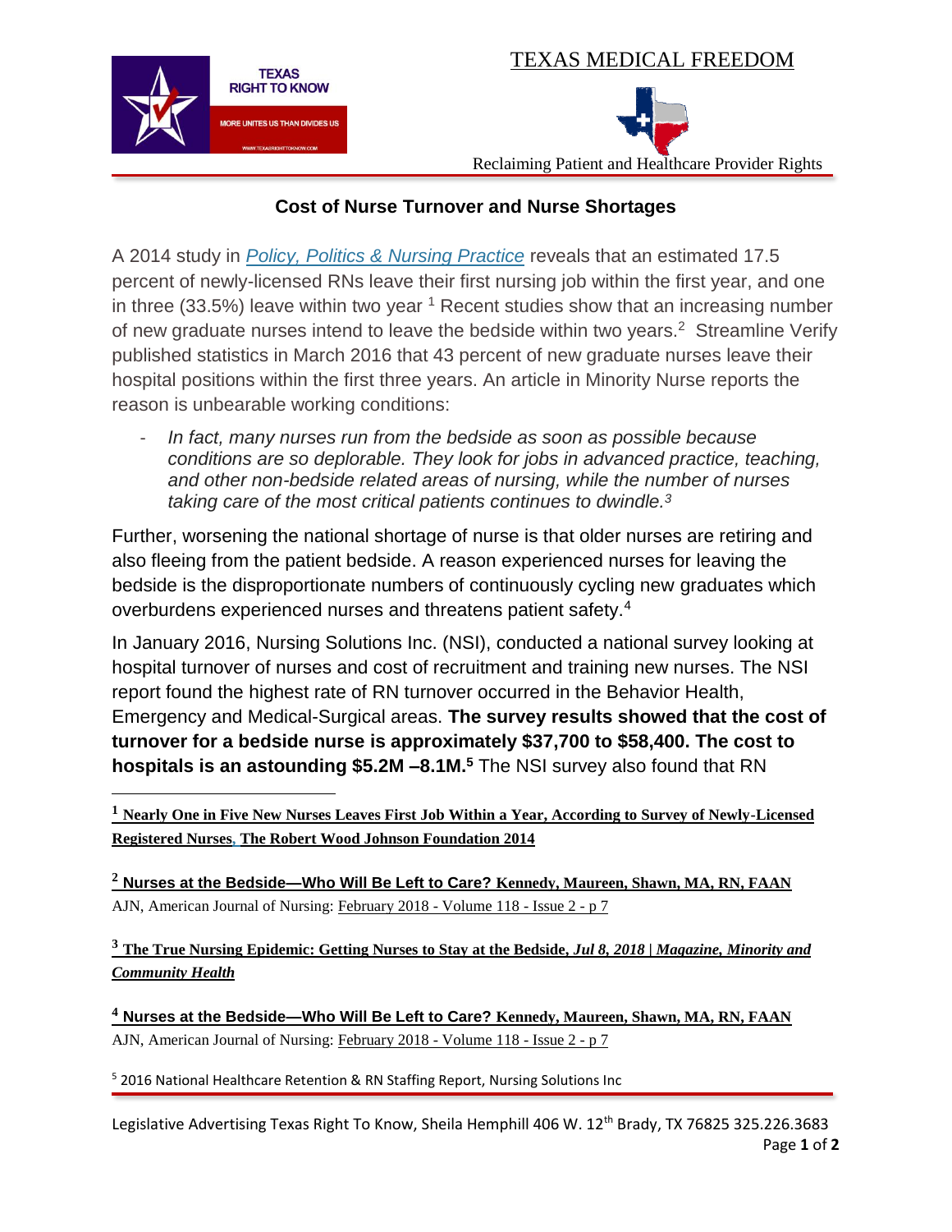TEXAS RIGHT TO KNOW

MORE UNITES US THAN DIVIDES US

TEXAS MEDICAL FREEDOM

Reclaiming Patient and Healthcare Provider Rights

## Cost of Nurse Turnover and Nurse Shortages

A 2014 study in *Policy, Politics & Nursing Practice* reveals that an estimated 17.5 percent of newly-licensed RNs leave their first nursing job within the first year, and one in three (33.5%) leave within two year [1] Recent studies show that an increasing number of new graduate nurses intend to leave the bedside within two years.[2] Streamline Verify published statistics in March 2016 that 43 percent of new graduate nurses leave their hospital positions within the first three years. An article in Minority Nurse reports the reason is unbearable working conditions:

- *In fact, many nurses run from the bedside as soon as possible because conditions are so deplorable. They look for jobs in advanced practice, teaching, and other non-bedside related areas of nursing, while the number of nurses taking care of the most critical patients continues to dwindle.*[3]

Further, worsening the national shortage of nurse is that older nurses are retiring and also fleeing from the patient bedside. A reason experienced nurses for leaving the bedside is the disproportionate numbers of continuously cycling new graduates which overburdens experienced nurses and threatens patient safety.[4]

In January 2016, Nursing Solutions Inc. (NSI), conducted a national survey looking at hospital turnover of nurses and cost of recruitment and training new nurses. The NSI report found the highest rate of RN turnover occurred in the Behavior Health, Emergency and Medical-Surgical areas. **The survey results showed that the cost of turnover for a bedside nurse is approximately $37,700 to $58,400. The cost to hospitals is an astounding $5.2M –8.1M.**[5] The NSI survey also found that RN

---

[1] **Nearly One in Five New Nurses Leaves First Job Within a Year, According to Survey of Newly-Licensed Registered Nurses, The Robert Wood Johnson Foundation 2014**

[2] **Nurses at the Bedside—Who Will Be Left to Care? Kennedy, Maureen, Shawn, MA, RN, FAAN** AJN, American Journal of Nursing: February 2018 - Volume 118 - Issue 2 - p 7

[3] **The True Nursing Epidemic: Getting Nurses to Stay at the Bedside, *Jul 8, 2018 | Magazine, Minority and Community Health***

[4] **Nurses at the Bedside—Who Will Be Left to Care? Kennedy, Maureen, Shawn, MA, RN, FAAN** AJN, American Journal of Nursing: February 2018 - Volume 118 - Issue 2 - p 7

[5] 2016 National Healthcare Retention & RN Staffing Report, Nursing Solutions Inc

Legislative Advertising Texas Right To Know, Sheila Hemphill 406 W. 12th Brady, TX 76825 325.226.3683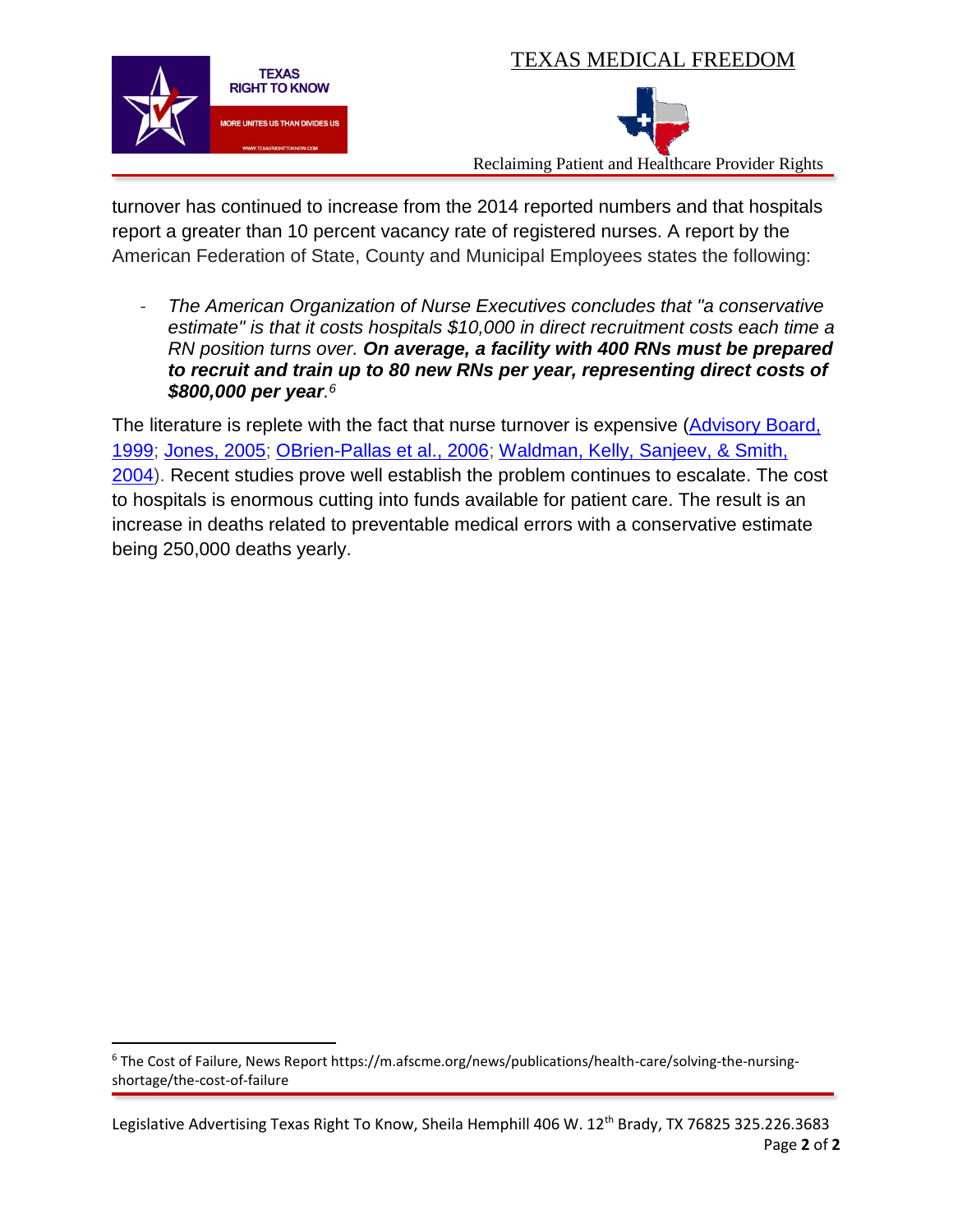turnover has continued to increase from the 2014 reported numbers and that hospitals report a greater than 10 percent vacancy rate of registered nurses. A report by the American Federation of State, County and Municipal Employees states the following:

- *The American Organization of Nurse Executives concludes that "a conservative estimate" is that it costs hospitals $10,000 in direct recruitment costs each time a RN position turns over.* ***On average, a facility with 400 RNs must be prepared to recruit and train up to 80 new RNs per year, representing direct costs of $800,000 per year***.[6]

The literature is replete with the fact that nurse turnover is expensive (Advisory Board, 1999; Jones, 2005; OBrien-Pallas et al., 2006; Waldman, Kelly, Sanjeev, & Smith, 2004). Recent studies prove well establish the problem continues to escalate. The cost to hospitals is enormous cutting into funds available for patient care. The result is an increase in deaths related to preventable medical errors with a conservative estimate being 250,000 deaths yearly.

[6] The Cost of Failure, News Report https://m.afscme.org/news/publications/health-care/solving-the-nursing-shortage/the-cost-of-failure

Legislative Advertising Texas Right To Know, Sheila Hemphill 406 W. 12th Brady, TX 76825 325.226.3683